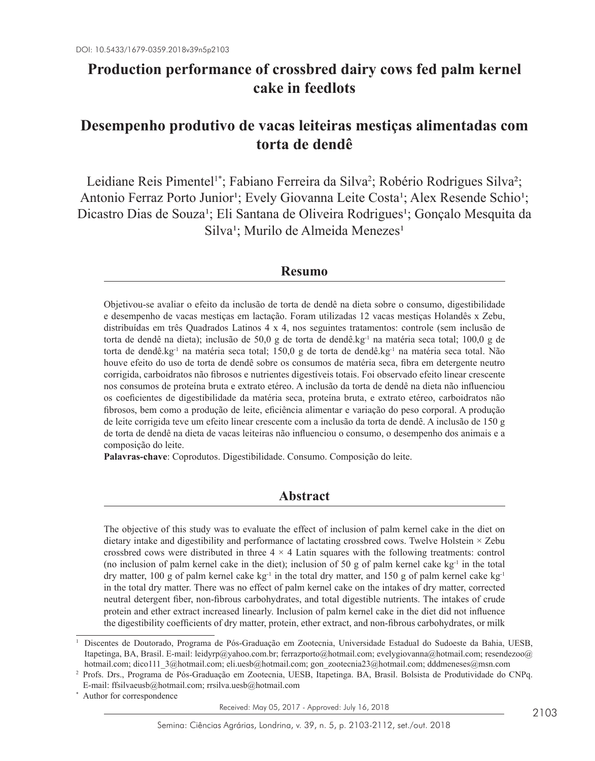DOI: 10.5433/1679-0359.2018v39n5p2103

# Production performance of crossbred dairy cows fed palm kernel cake in feedlots

# Desempenho produtivo de vacas leiteiras mestiças alimentadas com torta de dendê

Leidiane Reis Pimentel[1*]; Fabiano Ferreira da Silva[2]; Robério Rodrigues Silva[2]; Antonio Ferraz Porto Junior[1]; Evely Giovanna Leite Costa[1]; Alex Resende Schio[1]; Dicastro Dias de Souza[1]; Eli Santana de Oliveira Rodrigues[1]; Gonçalo Mesquita da Silva[1]; Murilo de Almeida Menezes[1]

## Resumo

Objetivou-se avaliar o efeito da inclusão de torta de dendê na dieta sobre o consumo, digestibilidade e desempenho de vacas mestiças em lactação. Foram utilizadas 12 vacas mestiças Holandês x Zebu, distribuídas em três Quadrados Latinos 4 x 4, nos seguintes tratamentos: controle (sem inclusão de torta de dendê na dieta); inclusão de 50,0 g de torta de dendê.kg$^{-1}$ na matéria seca total; 100,0 g de torta de dendê.kg$^{-1}$ na matéria seca total; 150,0 g de torta de dendê.kg$^{-1}$ na matéria seca total. Não houve efeito do uso de torta de dendê sobre os consumos de matéria seca, fibra em detergente neutro corrigida, carboidratos não fibrosos e nutrientes digestíveis totais. Foi observado efeito linear crescente nos consumos de proteína bruta e extrato etéreo. A inclusão da torta de dendê na dieta não influenciou os coeficientes de digestibilidade da matéria seca, proteína bruta, e extrato etéreo, carboidratos não fibrosos, bem como a produção de leite, eficiência alimentar e variação do peso corporal. A produção de leite corrigida teve um efeito linear crescente com a inclusão da torta de dendê. A inclusão de 150 g de torta de dendê na dieta de vacas leiteiras não influenciou o consumo, o desempenho dos animais e a composição do leite.

**Palavras-chave**: Coprodutos. Digestibilidade. Consumo. Composição do leite.

## Abstract

The objective of this study was to evaluate the effect of inclusion of palm kernel cake in the diet on dietary intake and digestibility and performance of lactating crossbred cows. Twelve Holstein × Zebu crossbred cows were distributed in three 4 × 4 Latin squares with the following treatments: control (no inclusion of palm kernel cake in the diet); inclusion of 50 g of palm kernel cake kg$^{-1}$ in the total dry matter, 100 g of palm kernel cake kg$^{-1}$ in the total dry matter, and 150 g of palm kernel cake kg$^{-1}$ in the total dry matter. There was no effect of palm kernel cake on the intakes of dry matter, corrected neutral detergent fiber, non-fibrous carbohydrates, and total digestible nutrients. The intakes of crude protein and ether extract increased linearly. Inclusion of palm kernel cake in the diet did not influence the digestibility coefficients of dry matter, protein, ether extract, and non-fibrous carbohydrates, or milk

---

[1] Discentes de Doutorado, Programa de Pós-Graduação em Zootecnia, Universidade Estadual do Sudoeste da Bahia, UESB, Itapetinga, BA, Brasil. E-mail: leidyrp@yahoo.com.br; ferrazporto@hotmail.com; evelygiovanna@hotmail.com; resendezoo@hotmail.com; dico111_3@hotmail.com; eli.uesb@hotmail.com; gon_zootecnia23@hotmail.com; dddmeneses@msn.com

[2] Profs. Drs., Programa de Pós-Graduação em Zootecnia, UESB, Itapetinga. BA, Brasil. Bolsista de Produtividade do CNPq. E-mail: ffsilvaeusb@hotmail.com; rrsilva.uesb@hotmail.com

[*] Author for correspondence

Received: May 05, 2017 - Approved: July 16, 2018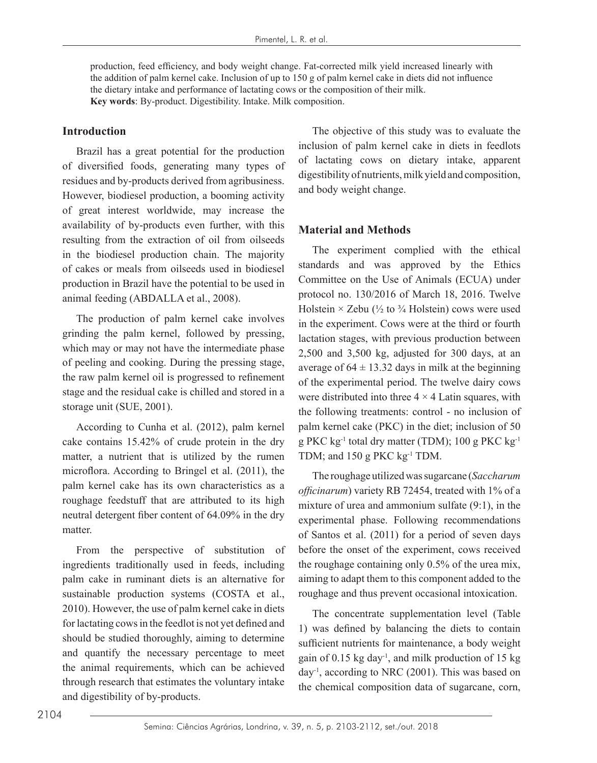production, feed efficiency, and body weight change. Fat-corrected milk yield increased linearly with the addition of palm kernel cake. Inclusion of up to 150 g of palm kernel cake in diets did not influence the dietary intake and performance of lactating cows or the composition of their milk.

**Key words**: By-product. Digestibility. Intake. Milk composition.

## Introduction

Brazil has a great potential for the production of diversified foods, generating many types of residues and by-products derived from agribusiness. However, biodiesel production, a booming activity of great interest worldwide, may increase the availability of by-products even further, with this resulting from the extraction of oil from oilseeds in the biodiesel production chain. The majority of cakes or meals from oilseeds used in biodiesel production in Brazil have the potential to be used in animal feeding (ABDALLA et al., 2008).

The production of palm kernel cake involves grinding the palm kernel, followed by pressing, which may or may not have the intermediate phase of peeling and cooking. During the pressing stage, the raw palm kernel oil is progressed to refinement stage and the residual cake is chilled and stored in a storage unit (SUE, 2001).

According to Cunha et al. (2012), palm kernel cake contains 15.42% of crude protein in the dry matter, a nutrient that is utilized by the rumen microflora. According to Bringel et al. (2011), the palm kernel cake has its own characteristics as a roughage feedstuff that are attributed to its high neutral detergent fiber content of 64.09% in the dry matter.

From the perspective of substitution of ingredients traditionally used in feeds, including palm cake in ruminant diets is an alternative for sustainable production systems (COSTA et al., 2010). However, the use of palm kernel cake in diets for lactating cows in the feedlot is not yet defined and should be studied thoroughly, aiming to determine and quantify the necessary percentage to meet the animal requirements, which can be achieved through research that estimates the voluntary intake and digestibility of by-products.

The objective of this study was to evaluate the inclusion of palm kernel cake in diets in feedlots of lactating cows on dietary intake, apparent digestibility of nutrients, milk yield and composition, and body weight change.

## Material and Methods

The experiment complied with the ethical standards and was approved by the Ethics Committee on the Use of Animals (ECUA) under protocol no. 130/2016 of March 18, 2016. Twelve Holstein × Zebu (½ to ¾ Holstein) cows were used in the experiment. Cows were at the third or fourth lactation stages, with previous production between 2,500 and 3,500 kg, adjusted for 300 days, at an average of $64 \pm 13.32$ days in milk at the beginning of the experimental period. The twelve dairy cows were distributed into three $4 \times 4$ Latin squares, with the following treatments: control - no inclusion of palm kernel cake (PKC) in the diet; inclusion of 50 g PKC $kg^{-1}$ total dry matter (TDM); 100 g PKC $kg^{-1}$ TDM; and 150 g PKC $kg^{-1}$ TDM.

The roughage utilized was sugarcane (*Saccharum officinarum*) variety RB 72454, treated with 1% of a mixture of urea and ammonium sulfate (9:1), in the experimental phase. Following recommendations of Santos et al. (2011) for a period of seven days before the onset of the experiment, cows received the roughage containing only 0.5% of the urea mix, aiming to adapt them to this component added to the roughage and thus prevent occasional intoxication.

The concentrate supplementation level (Table 1) was defined by balancing the diets to contain sufficient nutrients for maintenance, a body weight gain of 0.15 kg $day^{-1}$, and milk production of 15 kg $day^{-1}$, according to NRC (2001). This was based on the chemical composition data of sugarcane, corn,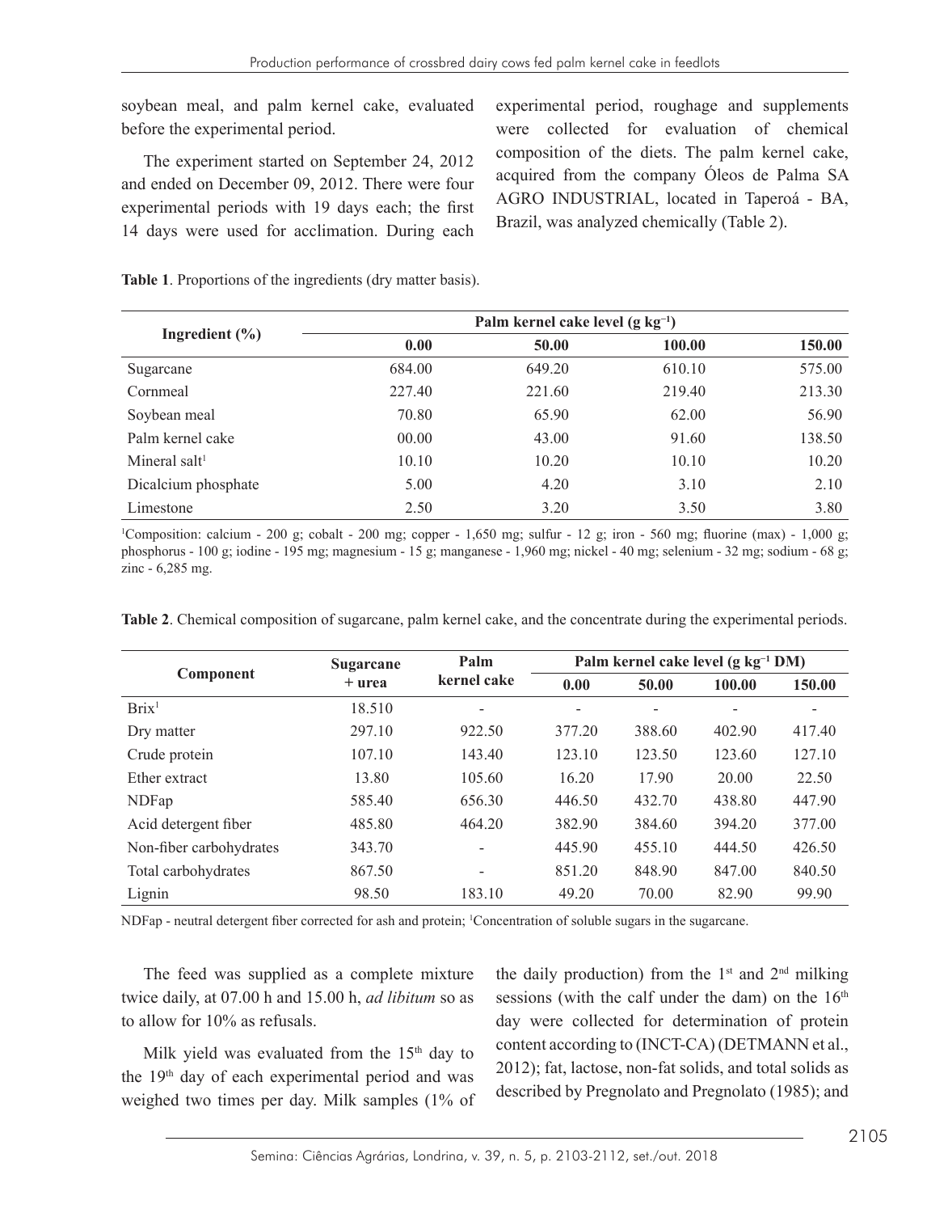soybean meal, and palm kernel cake, evaluated before the experimental period.

The experiment started on September 24, 2012 and ended on December 09, 2012. There were four experimental periods with 19 days each; the first 14 days were used for acclimation. During each experimental period, roughage and supplements were collected for evaluation of chemical composition of the diets. The palm kernel cake, acquired from the company Óleos de Palma SA AGRO INDUSTRIAL, located in Taperoá - BA, Brazil, was analyzed chemically (Table 2).

**Table 1**. Proportions of the ingredients (dry matter basis).

| Ingredient (%) | Palm kernel cake level (g kg$^{-1}$) | | | |
|---|---|---|---|---|
| | **0.00** | **50.00** | **100.00** | **150.00** |
| Sugarcane | 684.00 | 649.20 | 610.10 | 575.00 |
| Cornmeal | 227.40 | 221.60 | 219.40 | 213.30 |
| Soybean meal | 70.80 | 65.90 | 62.00 | 56.90 |
| Palm kernel cake | 00.00 | 43.00 | 91.60 | 138.50 |
| Mineral salt[1] | 10.10 | 10.20 | 10.10 | 10.20 |
| Dicalcium phosphate | 5.00 | 4.20 | 3.10 | 2.10 |
| Limestone | 2.50 | 3.20 | 3.50 | 3.80 |

[1]Composition: calcium - 200 g; cobalt - 200 mg; copper - 1,650 mg; sulfur - 12 g; iron - 560 mg; fluorine (max) - 1,000 g; phosphorus - 100 g; iodine - 195 mg; magnesium - 15 g; manganese - 1,960 mg; nickel - 40 mg; selenium - 32 mg; sodium - 68 g; zinc - 6,285 mg.

**Table 2**. Chemical composition of sugarcane, palm kernel cake, and the concentrate during the experimental periods.

| Component | Sugarcane + urea | Palm kernel cake | Palm kernel cake level (g kg$^{-1}$ DM) | | | |
|---|---|---|---|---|---|---|
| | | | **0.00** | **50.00** | **100.00** | **150.00** |
| Brix[1] | 18.510 | - | - | - | - | - |
| Dry matter | 297.10 | 922.50 | 377.20 | 388.60 | 402.90 | 417.40 |
| Crude protein | 107.10 | 143.40 | 123.10 | 123.50 | 123.60 | 127.10 |
| Ether extract | 13.80 | 105.60 | 16.20 | 17.90 | 20.00 | 22.50 |
| NDFap | 585.40 | 656.30 | 446.50 | 432.70 | 438.80 | 447.90 |
| Acid detergent fiber | 485.80 | 464.20 | 382.90 | 384.60 | 394.20 | 377.00 |
| Non-fiber carbohydrates | 343.70 | - | 445.90 | 455.10 | 444.50 | 426.50 |
| Total carbohydrates | 867.50 | - | 851.20 | 848.90 | 847.00 | 840.50 |
| Lignin | 98.50 | 183.10 | 49.20 | 70.00 | 82.90 | 99.90 |

NDFap - neutral detergent fiber corrected for ash and protein; [1]Concentration of soluble sugars in the sugarcane.

The feed was supplied as a complete mixture twice daily, at 07.00 h and 15.00 h, *ad libitum* so as to allow for 10% as refusals.

Milk yield was evaluated from the 15th day to the 19th day of each experimental period and was weighed two times per day. Milk samples (1% of the daily production) from the 1st and 2nd milking sessions (with the calf under the dam) on the 16th day were collected for determination of protein content according to (INCT-CA) (DETMANN et al., 2012); fat, lactose, non-fat solids, and total solids as described by Pregnolato and Pregnolato (1985); and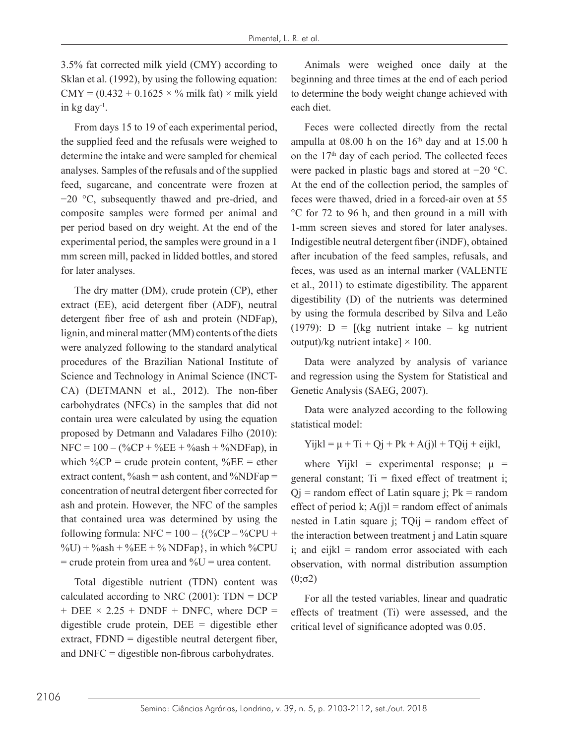3.5% fat corrected milk yield (CMY) according to Sklan et al. (1992), by using the following equation: CMY = (0.432 + 0.1625 × % milk fat) × milk yield in kg day$^{-1}$.

From days 15 to 19 of each experimental period, the supplied feed and the refusals were weighed to determine the intake and were sampled for chemical analyses. Samples of the refusals and of the supplied feed, sugarcane, and concentrate were frozen at −20 °C, subsequently thawed and pre-dried, and composite samples were formed per animal and per period based on dry weight. At the end of the experimental period, the samples were ground in a 1 mm screen mill, packed in lidded bottles, and stored for later analyses.

The dry matter (DM), crude protein (CP), ether extract (EE), acid detergent fiber (ADF), neutral detergent fiber free of ash and protein (NDFap), lignin, and mineral matter (MM) contents of the diets were analyzed following to the standard analytical procedures of the Brazilian National Institute of Science and Technology in Animal Science (INCT-CA) (DETMANN et al., 2012). The non-fiber carbohydrates (NFCs) in the samples that did not contain urea were calculated by using the equation proposed by Detmann and Valadares Filho (2010): NFC = 100 – (%CP + %EE + %ash + %NDFap), in which %CP = crude protein content, %EE = ether extract content, %ash = ash content, and %NDFap = concentration of neutral detergent fiber corrected for ash and protein. However, the NFC of the samples that contained urea was determined by using the following formula: NFC = 100 – {(%CP – %CPU + %U) + %ash + %EE + % NDFap}, in which %CPU = crude protein from urea and %U = urea content.

Total digestible nutrient (TDN) content was calculated according to NRC (2001): TDN = DCP + DEE × 2.25 + DNDF + DNFC, where DCP = digestible crude protein, DEE = digestible ether extract, FDND = digestible neutral detergent fiber, and DNFC = digestible non-fibrous carbohydrates.

Animals were weighed once daily at the beginning and three times at the end of each period to determine the body weight change achieved with each diet.

Feces were collected directly from the rectal ampulla at 08.00 h on the 16$^{th}$ day and at 15.00 h on the 17$^{th}$ day of each period. The collected feces were packed in plastic bags and stored at −20 °C. At the end of the collection period, the samples of feces were thawed, dried in a forced-air oven at 55 °C for 72 to 96 h, and then ground in a mill with 1-mm screen sieves and stored for later analyses. Indigestible neutral detergent fiber (iNDF), obtained after incubation of the feed samples, refusals, and feces, was used as an internal marker (VALENTE et al., 2011) to estimate digestibility. The apparent digestibility (D) of the nutrients was determined by using the formula described by Silva and Leão (1979): D = [(kg nutrient intake – kg nutrient output)/kg nutrient intake] × 100.

Data were analyzed by analysis of variance and regression using the System for Statistical and Genetic Analysis (SAEG, 2007).

Data were analyzed according to the following statistical model:

$$Y_{ijkl} = \mu + T_i + Q_j + P_k + A(j)_l + TQ_{ij} + e_{ijkl},$$

where $Y_{ijkl}$ = experimental response; $\mu$ = general constant; $T_i$ = fixed effect of treatment i; $Q_j$ = random effect of Latin square j; $P_k$ = random effect of period k; $A(j)_l$ = random effect of animals nested in Latin square j; $TQ_{ij}$ = random effect of the interaction between treatment j and Latin square i; and $e_{ijkl}$ = random error associated with each observation, with normal distribution assumption $(0;\sigma 2)$

For all the tested variables, linear and quadratic effects of treatment ($T_i$) were assessed, and the critical level of significance adopted was 0.05.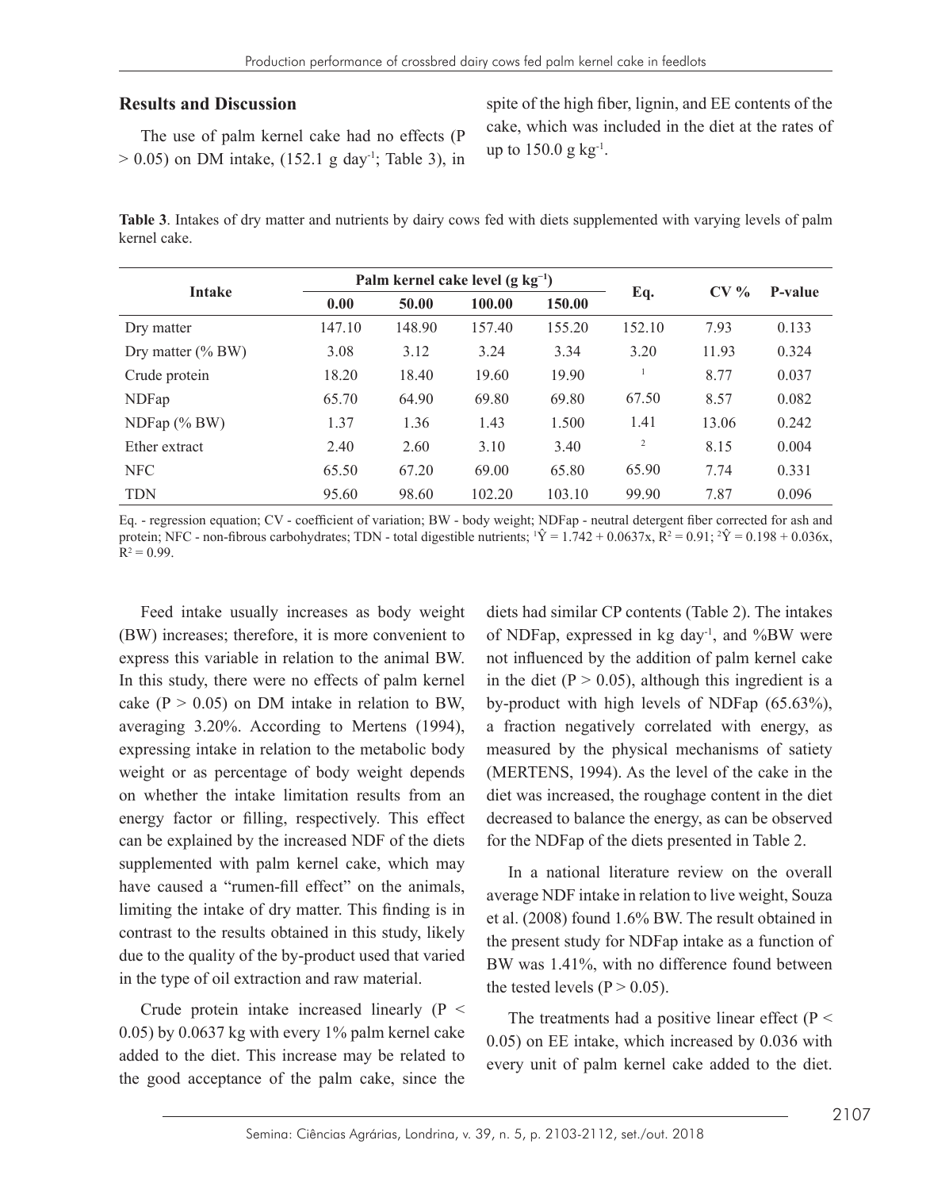## Results and Discussion

The use of palm kernel cake had no effects ($P > 0.05$) on DM intake, (152.1 g day$^{-1}$; Table 3), in spite of the high fiber, lignin, and EE contents of the cake, which was included in the diet at the rates of up to 150.0 g kg$^{-1}$.

**Table 3**. Intakes of dry matter and nutrients by dairy cows fed with diets supplemented with varying levels of palm kernel cake.

| Intake | Palm kernel cake level (g kg$^{-1}$) | | | | Eq. | CV % | P-value |
|---|---|---|---|---|---|---|---|
| | 0.00 | 50.00 | 100.00 | 150.00 | | | |
| Dry matter | 147.10 | 148.90 | 157.40 | 155.20 | 152.10 | 7.93 | 0.133 |
| Dry matter (% BW) | 3.08 | 3.12 | 3.24 | 3.34 | 3.20 | 11.93 | 0.324 |
| Crude protein | 18.20 | 18.40 | 19.60 | 19.90 | [1] | 8.77 | 0.037 |
| NDFap | 65.70 | 64.90 | 69.80 | 69.80 | 67.50 | 8.57 | 0.082 |
| NDFap (% BW) | 1.37 | 1.36 | 1.43 | 1.500 | 1.41 | 13.06 | 0.242 |
| Ether extract | 2.40 | 2.60 | 3.10 | 3.40 | [2] | 8.15 | 0.004 |
| NFC | 65.50 | 67.20 | 69.00 | 65.80 | 65.90 | 7.74 | 0.331 |
| TDN | 95.60 | 98.60 | 102.20 | 103.10 | 99.90 | 7.87 | 0.096 |

Eq. - regression equation; CV - coefficient of variation; BW - body weight; NDFap - neutral detergent fiber corrected for ash and protein; NFC - non-fibrous carbohydrates; TDN - total digestible nutrients; [1]$\hat{Y} = 1.742 + 0.0637x$, $R^2 = 0.91$; [2]$\hat{Y} = 0.198 + 0.036x$, $R^2 = 0.99$.

Feed intake usually increases as body weight (BW) increases; therefore, it is more convenient to express this variable in relation to the animal BW. In this study, there were no effects of palm kernel cake ($P > 0.05$) on DM intake in relation to BW, averaging 3.20%. According to Mertens (1994), expressing intake in relation to the metabolic body weight or as percentage of body weight depends on whether the intake limitation results from an energy factor or filling, respectively. This effect can be explained by the increased NDF of the diets supplemented with palm kernel cake, which may have caused a "rumen-fill effect" on the animals, limiting the intake of dry matter. This finding is in contrast to the results obtained in this study, likely due to the quality of the by-product used that varied in the type of oil extraction and raw material.

Crude protein intake increased linearly ($P < 0.05$) by 0.0637 kg with every 1% palm kernel cake added to the diet. This increase may be related to the good acceptance of the palm cake, since the diets had similar CP contents (Table 2). The intakes of NDFap, expressed in kg day$^{-1}$, and %BW were not influenced by the addition of palm kernel cake in the diet ($P > 0.05$), although this ingredient is a by-product with high levels of NDFap (65.63%), a fraction negatively correlated with energy, as measured by the physical mechanisms of satiety (MERTENS, 1994). As the level of the cake in the diet was increased, the roughage content in the diet decreased to balance the energy, as can be observed for the NDFap of the diets presented in Table 2.

In a national literature review on the overall average NDF intake in relation to live weight, Souza et al. (2008) found 1.6% BW. The result obtained in the present study for NDFap intake as a function of BW was 1.41%, with no difference found between the tested levels ($P > 0.05$).

The treatments had a positive linear effect ($P < 0.05$) on EE intake, which increased by 0.036 with every unit of palm kernel cake added to the diet.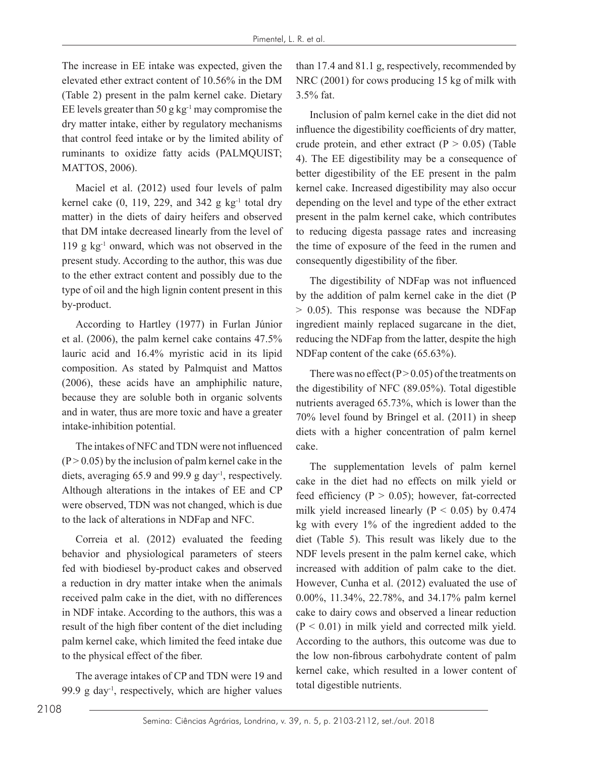The increase in EE intake was expected, given the elevated ether extract content of 10.56% in the DM (Table 2) present in the palm kernel cake. Dietary EE levels greater than 50 g $kg^{-1}$ may compromise the dry matter intake, either by regulatory mechanisms that control feed intake or by the limited ability of ruminants to oxidize fatty acids (PALMQUIST; MATTOS, 2006).

Maciel et al. (2012) used four levels of palm kernel cake (0, 119, 229, and 342 g $kg^{-1}$ total dry matter) in the diets of dairy heifers and observed that DM intake decreased linearly from the level of 119 g $kg^{-1}$ onward, which was not observed in the present study. According to the author, this was due to the ether extract content and possibly due to the type of oil and the high lignin content present in this by-product.

According to Hartley (1977) in Furlan Júnior et al. (2006), the palm kernel cake contains 47.5% lauric acid and 16.4% myristic acid in its lipid composition. As stated by Palmquist and Mattos (2006), these acids have an amphiphilic nature, because they are soluble both in organic solvents and in water, thus are more toxic and have a greater intake-inhibition potential.

The intakes of NFC and TDN were not influenced ($P > 0.05$) by the inclusion of palm kernel cake in the diets, averaging 65.9 and 99.9 g $day^{-1}$, respectively. Although alterations in the intakes of EE and CP were observed, TDN was not changed, which is due to the lack of alterations in NDFap and NFC.

Correia et al. (2012) evaluated the feeding behavior and physiological parameters of steers fed with biodiesel by-product cakes and observed a reduction in dry matter intake when the animals received palm cake in the diet, with no differences in NDF intake. According to the authors, this was a result of the high fiber content of the diet including palm kernel cake, which limited the feed intake due to the physical effect of the fiber.

The average intakes of CP and TDN were 19 and 99.9 g $day^{-1}$, respectively, which are higher values than 17.4 and 81.1 g, respectively, recommended by NRC (2001) for cows producing 15 kg of milk with 3.5% fat.

Inclusion of palm kernel cake in the diet did not influence the digestibility coefficients of dry matter, crude protein, and ether extract ($P > 0.05$) (Table 4). The EE digestibility may be a consequence of better digestibility of the EE present in the palm kernel cake. Increased digestibility may also occur depending on the level and type of the ether extract present in the palm kernel cake, which contributes to reducing digesta passage rates and increasing the time of exposure of the feed in the rumen and consequently digestibility of the fiber.

The digestibility of NDFap was not influenced by the addition of palm kernel cake in the diet ($P > 0.05$). This response was because the NDFap ingredient mainly replaced sugarcane in the diet, reducing the NDFap from the latter, despite the high NDFap content of the cake (65.63%).

There was no effect ($P > 0.05$) of the treatments on the digestibility of NFC (89.05%). Total digestible nutrients averaged 65.73%, which is lower than the 70% level found by Bringel et al. (2011) in sheep diets with a higher concentration of palm kernel cake.

The supplementation levels of palm kernel cake in the diet had no effects on milk yield or feed efficiency ($P > 0.05$); however, fat-corrected milk yield increased linearly ($P < 0.05$) by 0.474 kg with every 1% of the ingredient added to the diet (Table 5). This result was likely due to the NDF levels present in the palm kernel cake, which increased with addition of palm cake to the diet. However, Cunha et al. (2012) evaluated the use of 0.00%, 11.34%, 22.78%, and 34.17% palm kernel cake to dairy cows and observed a linear reduction ($P < 0.01$) in milk yield and corrected milk yield. According to the authors, this outcome was due to the low non-fibrous carbohydrate content of palm kernel cake, which resulted in a lower content of total digestible nutrients.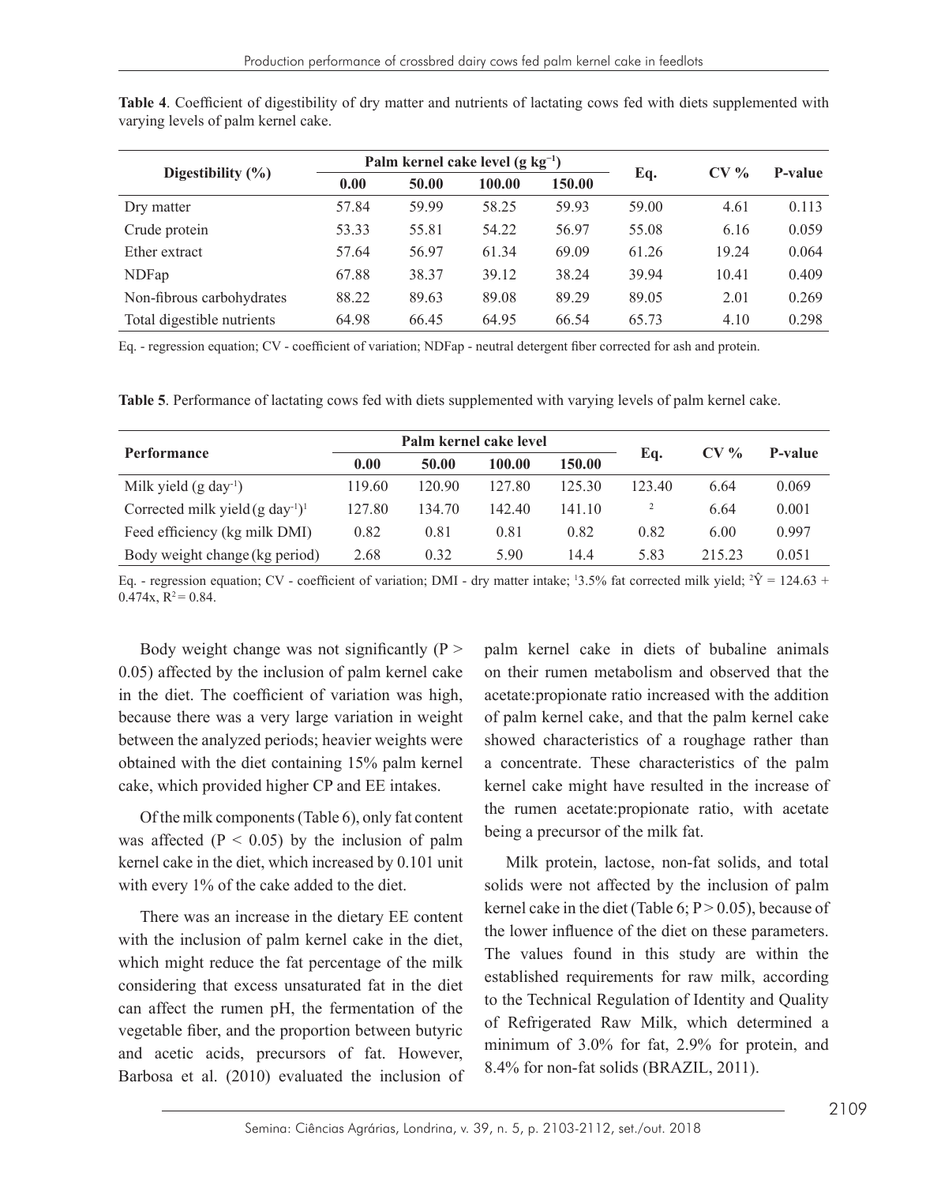**Table 4**. Coefficient of digestibility of dry matter and nutrients of lactating cows fed with diets supplemented with varying levels of palm kernel cake.

| Digestibility (%) | Palm kernel cake level (g $kg^{-1}$) | | | | Eq. | CV % | P-value |
|---|---|---|---|---|---|---|---|
| | 0.00 | 50.00 | 100.00 | 150.00 | | | |
| Dry matter | 57.84 | 59.99 | 58.25 | 59.93 | 59.00 | 4.61 | 0.113 |
| Crude protein | 53.33 | 55.81 | 54.22 | 56.97 | 55.08 | 6.16 | 0.059 |
| Ether extract | 57.64 | 56.97 | 61.34 | 69.09 | 61.26 | 19.24 | 0.064 |
| NDFap | 67.88 | 38.37 | 39.12 | 38.24 | 39.94 | 10.41 | 0.409 |
| Non-fibrous carbohydrates | 88.22 | 89.63 | 89.08 | 89.29 | 89.05 | 2.01 | 0.269 |
| Total digestible nutrients | 64.98 | 66.45 | 64.95 | 66.54 | 65.73 | 4.10 | 0.298 |

Eq. - regression equation; CV - coefficient of variation; NDFap - neutral detergent fiber corrected for ash and protein.

**Table 5**. Performance of lactating cows fed with diets supplemented with varying levels of palm kernel cake.

| Performance | Palm kernel cake level | | | | Eq. | CV % | P-value |
|---|---|---|---|---|---|---|---|
| | 0.00 | 50.00 | 100.00 | 150.00 | | | |
| Milk yield (g $day^{-1}$) | 119.60 | 120.90 | 127.80 | 125.30 | 123.40 | 6.64 | 0.069 |
| Corrected milk yield (g $day^{-1}$)[1] | 127.80 | 134.70 | 142.40 | 141.10 | [2] | 6.64 | 0.001 |
| Feed efficiency (kg milk DMI) | 0.82 | 0.81 | 0.81 | 0.82 | 0.82 | 6.00 | 0.997 |
| Body weight change (kg period) | 2.68 | 0.32 | 5.90 | 14.4 | 5.83 | 215.23 | 0.051 |

Eq. - regression equation; CV - coefficient of variation; DMI - dry matter intake; [1]3.5% fat corrected milk yield; [2]$\hat{Y} = 124.63 + 0.474x$, $R^2 = 0.84$.

Body weight change was not significantly ($P > 0.05$) affected by the inclusion of palm kernel cake in the diet. The coefficient of variation was high, because there was a very large variation in weight between the analyzed periods; heavier weights were obtained with the diet containing 15% palm kernel cake, which provided higher CP and EE intakes.

Of the milk components (Table 6), only fat content was affected ($P < 0.05$) by the inclusion of palm kernel cake in the diet, which increased by 0.101 unit with every 1% of the cake added to the diet.

There was an increase in the dietary EE content with the inclusion of palm kernel cake in the diet, which might reduce the fat percentage of the milk considering that excess unsaturated fat in the diet can affect the rumen pH, the fermentation of the vegetable fiber, and the proportion between butyric and acetic acids, precursors of fat. However, Barbosa et al. (2010) evaluated the inclusion of palm kernel cake in diets of bubaline animals on their rumen metabolism and observed that the acetate:propionate ratio increased with the addition of palm kernel cake, and that the palm kernel cake showed characteristics of a roughage rather than a concentrate. These characteristics of the palm kernel cake might have resulted in the increase of the rumen acetate:propionate ratio, with acetate being a precursor of the milk fat.

Milk protein, lactose, non-fat solids, and total solids were not affected by the inclusion of palm kernel cake in the diet (Table 6; $P > 0.05$), because of the lower influence of the diet on these parameters. The values found in this study are within the established requirements for raw milk, according to the Technical Regulation of Identity and Quality of Refrigerated Raw Milk, which determined a minimum of 3.0% for fat, 2.9% for protein, and 8.4% for non-fat solids (BRAZIL, 2011).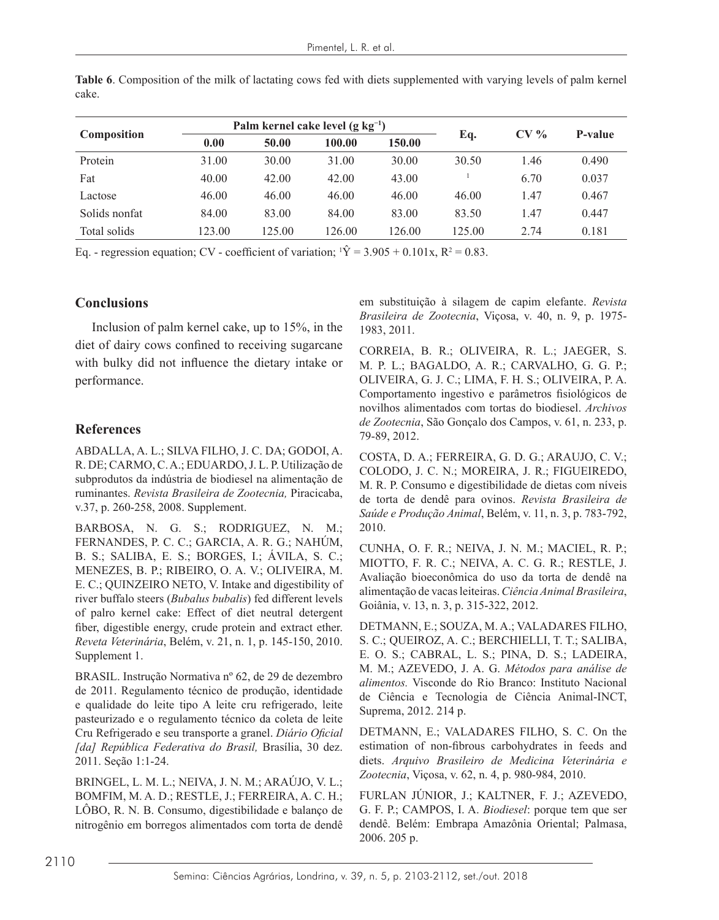**Table 6**. Composition of the milk of lactating cows fed with diets supplemented with varying levels of palm kernel cake.

| Composition | Palm kernel cake level (g $kg^{-1}$) | | | | Eq. | CV % | P-value |
|---|---|---|---|---|---|---|---|
| | 0.00 | 50.00 | 100.00 | 150.00 | | | |
| Protein | 31.00 | 30.00 | 31.00 | 30.00 | 30.50 | 1.46 | 0.490 |
| Fat | 40.00 | 42.00 | 42.00 | 43.00 | [1] | 6.70 | 0.037 |
| Lactose | 46.00 | 46.00 | 46.00 | 46.00 | 46.00 | 1.47 | 0.467 |
| Solids nonfat | 84.00 | 83.00 | 84.00 | 83.00 | 83.50 | 1.47 | 0.447 |
| Total solids | 123.00 | 125.00 | 126.00 | 126.00 | 125.00 | 2.74 | 0.181 |

Eq. - regression equation; CV - coefficient of variation; [1] $\hat{Y} = 3.905 + 0.101x$, $R^2 = 0.83$.

## Conclusions

Inclusion of palm kernel cake, up to 15%, in the diet of dairy cows confined to receiving sugarcane with bulky did not influence the dietary intake or performance.

## References

ABDALLA, A. L.; SILVA FILHO, J. C. DA; GODOI, A. R. DE; CARMO, C. A.; EDUARDO, J. L. P. Utilização de subprodutos da indústria de biodiesel na alimentação de ruminantes. *Revista Brasileira de Zootecnia,* Piracicaba, v.37, p. 260-258, 2008. Supplement.

BARBOSA, N. G. S.; RODRIGUEZ, N. M.; FERNANDES, P. C. C.; GARCIA, A. R. G.; NAHÚM, B. S.; SALIBA, E. S.; BORGES, I.; ÁVILA, S. C.; MENEZES, B. P.; RIBEIRO, O. A. V.; OLIVEIRA, M. E. C.; QUINZEIRO NETO, V. Intake and digestibility of river buffalo steers (*Bubalus bubalis*) fed different levels of palro kernel cake: Effect of diet neutral detergent fiber, digestible energy, crude protein and extract ether. *Reveta Veterinária*, Belém, v. 21, n. 1, p. 145-150, 2010. Supplement 1.

BRASIL. Instrução Normativa nº 62, de 29 de dezembro de 2011. Regulamento técnico de produção, identidade e qualidade do leite tipo A leite cru refrigerado, leite pasteurizado e o regulamento técnico da coleta de leite Cru Refrigerado e seu transporte a granel. *Diário Oficial [da] República Federativa do Brasil,* Brasília, 30 dez. 2011. Seção 1:1-24.

BRINGEL, L. M. L.; NEIVA, J. N. M.; ARAÚJO, V. L.; BOMFIM, M. A. D.; RESTLE, J.; FERREIRA, A. C. H.; LÔBO, R. N. B. Consumo, digestibilidade e balanço de nitrogênio em borregos alimentados com torta de dendê em substituição à silagem de capim elefante. *Revista Brasileira de Zootecnia*, Viçosa, v. 40, n. 9, p. 1975-1983, 2011.

CORREIA, B. R.; OLIVEIRA, R. L.; JAEGER, S. M. P. L.; BAGALDO, A. R.; CARVALHO, G. G. P.; OLIVEIRA, G. J. C.; LIMA, F. H. S.; OLIVEIRA, P. A. Comportamento ingestivo e parâmetros fisiológicos de novilhos alimentados com tortas do biodiesel. *Archivos de Zootecnia*, São Gonçalo dos Campos, v. 61, n. 233, p. 79-89, 2012.

COSTA, D. A.; FERREIRA, G. D. G.; ARAUJO, C. V.; COLODO, J. C. N.; MOREIRA, J. R.; FIGUEIREDO, M. R. P. Consumo e digestibilidade de dietas com níveis de torta de dendê para ovinos. *Revista Brasileira de Saúde e Produção Animal*, Belém, v. 11, n. 3, p. 783-792, 2010.

CUNHA, O. F. R.; NEIVA, J. N. M.; MACIEL, R. P.; MIOTTO, F. R. C.; NEIVA, A. C. G. R.; RESTLE, J. Avaliação bioeconômica do uso da torta de dendê na alimentação de vacas leiteiras. *Ciência Animal Brasileira*, Goiânia, v. 13, n. 3, p. 315-322, 2012.

DETMANN, E.; SOUZA, M. A.; VALADARES FILHO, S. C.; QUEIROZ, A. C.; BERCHIELLI, T. T.; SALIBA, E. O. S.; CABRAL, L. S.; PINA, D. S.; LADEIRA, M. M.; AZEVEDO, J. A. G. *Métodos para análise de alimentos.* Visconde do Rio Branco: Instituto Nacional de Ciência e Tecnologia de Ciência Animal-INCT, Suprema, 2012. 214 p.

DETMANN, E.; VALADARES FILHO, S. C. On the estimation of non-fibrous carbohydrates in feeds and diets. *Arquivo Brasileiro de Medicina Veterinária e Zootecnia*, Viçosa, v. 62, n. 4, p. 980-984, 2010.

FURLAN JÚNIOR, J.; KALTNER, F. J.; AZEVEDO, G. F. P.; CAMPOS, I. A. *Biodiesel*: porque tem que ser dendê. Belém: Embrapa Amazônia Oriental; Palmasa, 2006. 205 p.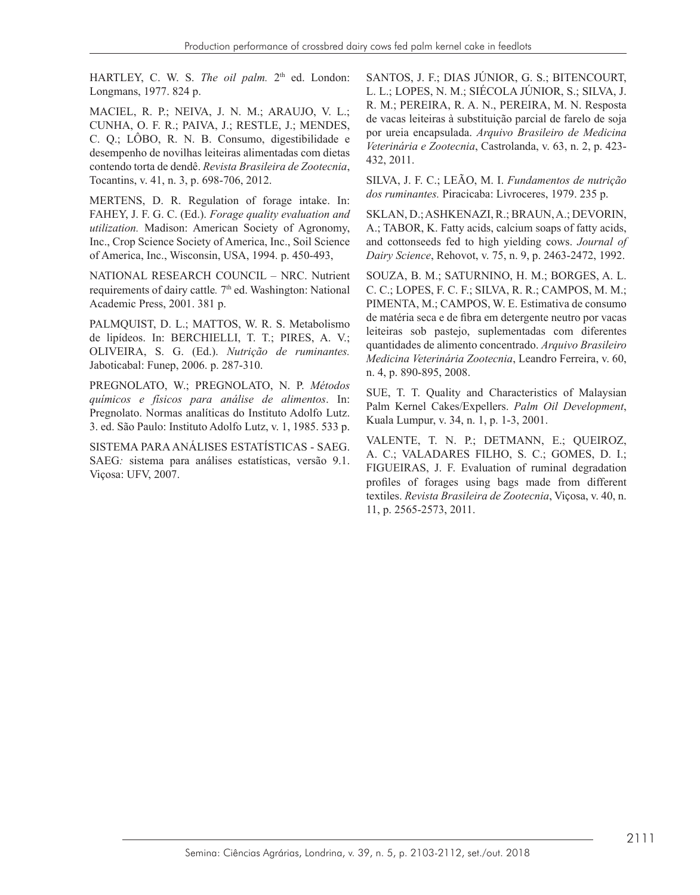HARTLEY, C. W. S. *The oil palm.* 2th ed. London: Longmans, 1977. 824 p.

MACIEL, R. P.; NEIVA, J. N. M.; ARAUJO, V. L.; CUNHA, O. F. R.; PAIVA, J.; RESTLE, J.; MENDES, C. Q.; LÔBO, R. N. B. Consumo, digestibilidade e desempenho de novilhas leiteiras alimentadas com dietas contendo torta de dendê. *Revista Brasileira de Zootecnia*, Tocantins, v. 41, n. 3, p. 698-706, 2012.

MERTENS, D. R. Regulation of forage intake. In: FAHEY, J. F. G. C. (Ed.). *Forage quality evaluation and utilization.* Madison: American Society of Agronomy, Inc., Crop Science Society of America, Inc., Soil Science of America, Inc., Wisconsin, USA, 1994. p. 450-493,

NATIONAL RESEARCH COUNCIL – NRC. Nutrient requirements of dairy cattle*.* 7th ed. Washington: National Academic Press, 2001. 381 p.

PALMQUIST, D. L.; MATTOS, W. R. S. Metabolismo de lipídeos. In: BERCHIELLI, T. T.; PIRES, A. V.; OLIVEIRA, S. G. (Ed.). *Nutrição de ruminantes.* Jaboticabal: Funep, 2006. p. 287-310.

PREGNOLATO, W.; PREGNOLATO, N. P. *Métodos químicos e físicos para análise de alimentos*. In: Pregnolato. Normas analíticas do Instituto Adolfo Lutz. 3. ed. São Paulo: Instituto Adolfo Lutz, v. 1, 1985. 533 p.

SISTEMA PARA ANÁLISES ESTATÍSTICAS - SAEG. SAEG*:* sistema para análises estatísticas, versão 9.1. Viçosa: UFV, 2007.

SANTOS, J. F.; DIAS JÚNIOR, G. S.; BITENCOURT, L. L.; LOPES, N. M.; SIÉCOLA JÚNIOR, S.; SILVA, J. R. M.; PEREIRA, R. A. N., PEREIRA, M. N. Resposta de vacas leiteiras à substituição parcial de farelo de soja por ureia encapsulada. *Arquivo Brasileiro de Medicina Veterinária e Zootecnia*, Castrolanda, v. 63, n. 2, p. 423-432, 2011.

SILVA, J. F. C.; LEÃO, M. I. *Fundamentos de nutrição dos ruminantes.* Piracicaba: Livroceres, 1979. 235 p.

SKLAN, D.; ASHKENAZI, R.; BRAUN, A.; DEVORIN, A.; TABOR, K. Fatty acids, calcium soaps of fatty acids, and cottonseeds fed to high yielding cows. *Journal of Dairy Science*, Rehovot, v. 75, n. 9, p. 2463-2472, 1992.

SOUZA, B. M.; SATURNINO, H. M.; BORGES, A. L. C. C.; LOPES, F. C. F.; SILVA, R. R.; CAMPOS, M. M.; PIMENTA, M.; CAMPOS, W. E. Estimativa de consumo de matéria seca e de fibra em detergente neutro por vacas leiteiras sob pastejo, suplementadas com diferentes quantidades de alimento concentrado. *Arquivo Brasileiro Medicina Veterinária Zootecnia*, Leandro Ferreira, v. 60, n. 4, p. 890-895, 2008.

SUE, T. T. Quality and Characteristics of Malaysian Palm Kernel Cakes/Expellers. *Palm Oil Development*, Kuala Lumpur, v. 34, n. 1, p. 1-3, 2001.

VALENTE, T. N. P.; DETMANN, E.; QUEIROZ, A. C.; VALADARES FILHO, S. C.; GOMES, D. I.; FIGUEIRAS, J. F. Evaluation of ruminal degradation profiles of forages using bags made from different textiles. *Revista Brasileira de Zootecnia*, Viçosa, v. 40, n. 11, p. 2565-2573, 2011.